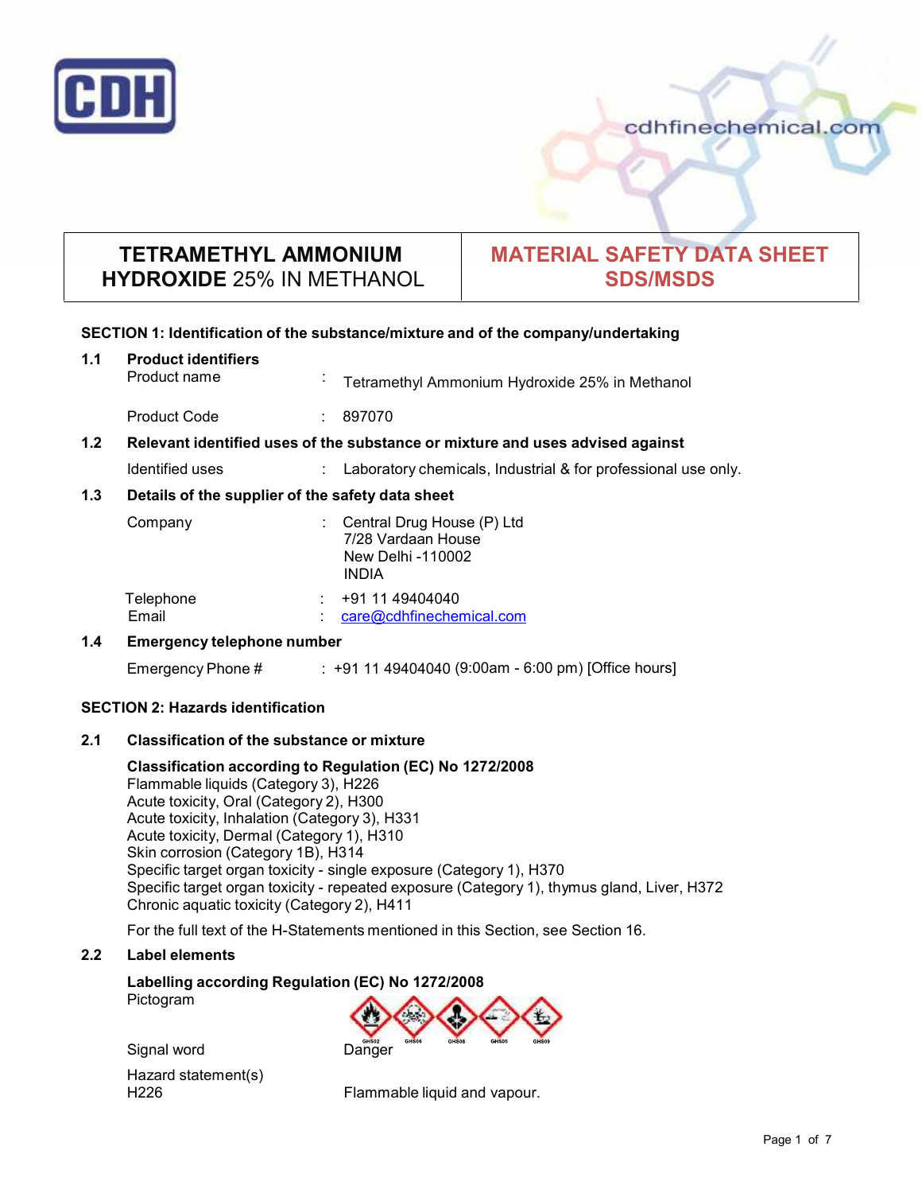# TETRAMETHYL AMMONIUM HYDROXIDE 25% IN METHANOL

# MATERIAL SAFETY DATA SHEET SDS/MSDS

## SECTION 1: Identification of the substance/mixture and of the company/undertaking

### 1.1 Product identifiers

Product name : Tetramethyl Ammonium Hydroxide 25% in Methanol

Product Code : 897070

### 1.2 Relevant identified uses of the substance or mixture and uses advised against

Identified uses : Laboratory chemicals, Industrial & for professional use only.

### 1.3 Details of the supplier of the safety data sheet

Company : Central Drug House (P) Ltd
7/28 Vardaan House
New Delhi -110002
INDIA

Telephone : +91 11 49404040
Email : care@cdhfinechemical.com

### 1.4 Emergency telephone number

Emergency Phone # : +91 11 49404040 (9:00am - 6:00 pm) [Office hours]

## SECTION 2: Hazards identification

### 2.1 Classification of the substance or mixture

**Classification according to Regulation (EC) No 1272/2008**

Flammable liquids (Category 3), H226
Acute toxicity, Oral (Category 2), H300
Acute toxicity, Inhalation (Category 3), H331
Acute toxicity, Dermal (Category 1), H310
Skin corrosion (Category 1B), H314
Specific target organ toxicity - single exposure (Category 1), H370
Specific target organ toxicity - repeated exposure (Category 1), thymus gland, Liver, H372
Chronic aquatic toxicity (Category 2), H411

For the full text of the H-Statements mentioned in this Section, see Section 16.

### 2.2 Label elements

**Labelling according Regulation (EC) No 1272/2008**

Pictogram : GHS02, GHS06, GHS08, GHS05, GHS09

Signal word : Danger

Hazard statement(s)

H226 : Flammable liquid and vapour.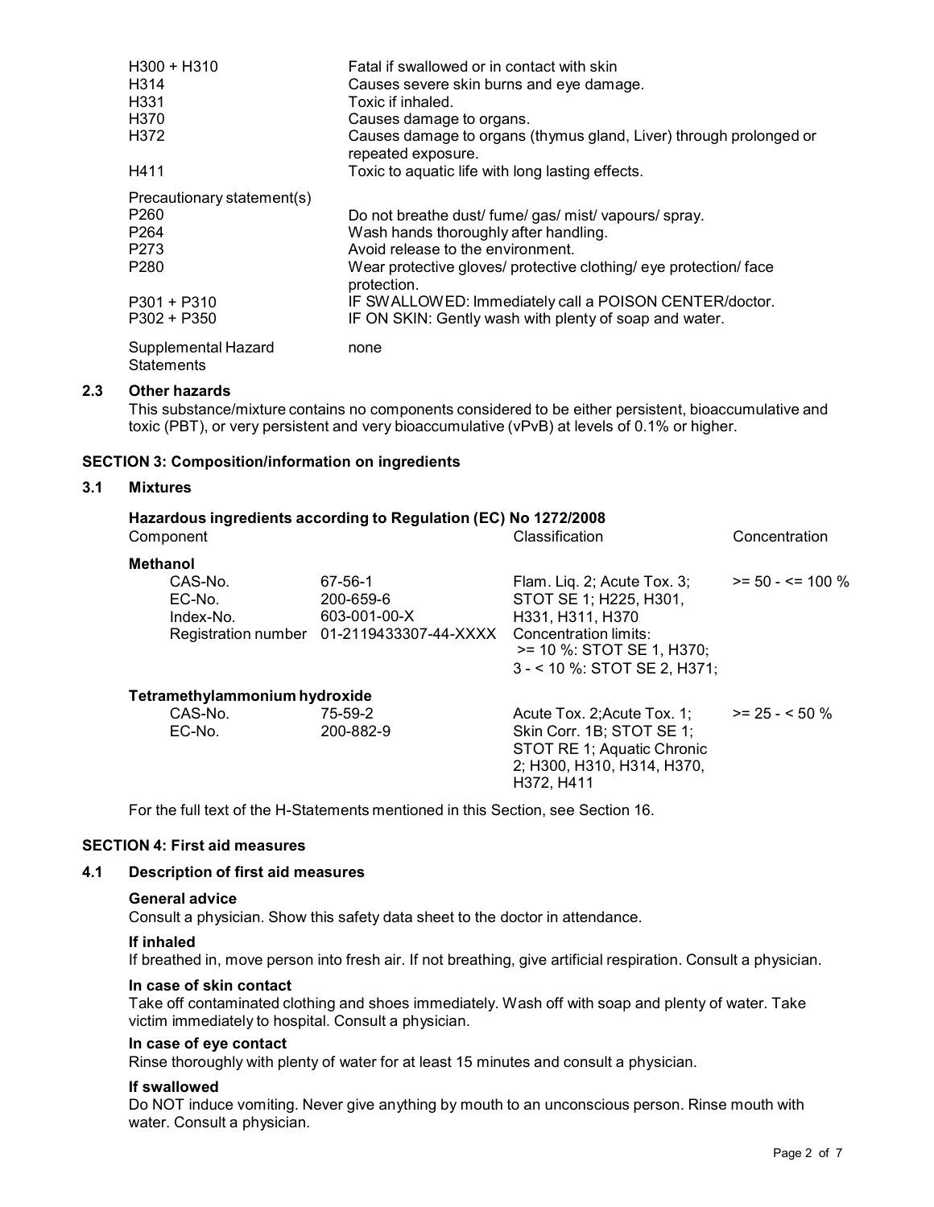| | |
|---|---|
| H300 + H310 | Fatal if swallowed or in contact with skin |
| H314 | Causes severe skin burns and eye damage. |
| H331 | Toxic if inhaled. |
| H370 | Causes damage to organs. |
| H372 | Causes damage to organs (thymus gland, Liver) through prolonged or repeated exposure. |
| H411 | Toxic to aquatic life with long lasting effects. |

| | |
|---|---|
| Precautionary statement(s) | |
| P260 | Do not breathe dust/ fume/ gas/ mist/ vapours/ spray. |
| P264 | Wash hands thoroughly after handling. |
| P273 | Avoid release to the environment. |
| P280 | Wear protective gloves/ protective clothing/ eye protection/ face protection. |
| P301 + P310 | IF SWALLOWED: Immediately call a POISON CENTER/doctor. |
| P302 + P350 | IF ON SKIN: Gently wash with plenty of soap and water. |

| | |
|---|---|
| Supplemental Hazard Statements | none |

## 2.3 Other hazards

This substance/mixture contains no components considered to be either persistent, bioaccumulative and toxic (PBT), or very persistent and very bioaccumulative (vPvB) at levels of 0.1% or higher.

## SECTION 3: Composition/information on ingredients

### 3.1 Mixtures

**Hazardous ingredients according to Regulation (EC) No 1272/2008**

| Component | | Classification | Concentration |
|---|---|---|---|
| **Methanol** | | | |
| CAS-No. | 67-56-1 | Flam. Liq. 2; Acute Tox. 3; STOT SE 1; H225, H301, H331, H311, H370 Concentration limits: >= 10 %: STOT SE 1, H370; 3 - < 10 %: STOT SE 2, H371; | >= 50 - <= 100 % |
| EC-No. | 200-659-6 | | |
| Index-No. | 603-001-00-X | | |
| Registration number | 01-2119433307-44-XXXX | | |
| **Tetramethylammonium hydroxide** | | | |
| CAS-No. | 75-59-2 | Acute Tox. 2;Acute Tox. 1; Skin Corr. 1B; STOT SE 1; STOT RE 1; Aquatic Chronic 2; H300, H310, H314, H370, H372, H411 | >= 25 - < 50 % |
| EC-No. | 200-882-9 | | |

For the full text of the H-Statements mentioned in this Section, see Section 16.

## SECTION 4: First aid measures

### 4.1 Description of first aid measures

**General advice**

Consult a physician. Show this safety data sheet to the doctor in attendance.

**If inhaled**

If breathed in, move person into fresh air. If not breathing, give artificial respiration. Consult a physician.

**In case of skin contact**

Take off contaminated clothing and shoes immediately. Wash off with soap and plenty of water. Take victim immediately to hospital. Consult a physician.

**In case of eye contact**

Rinse thoroughly with plenty of water for at least 15 minutes and consult a physician.

**If swallowed**

Do NOT induce vomiting. Never give anything by mouth to an unconscious person. Rinse mouth with water. Consult a physician.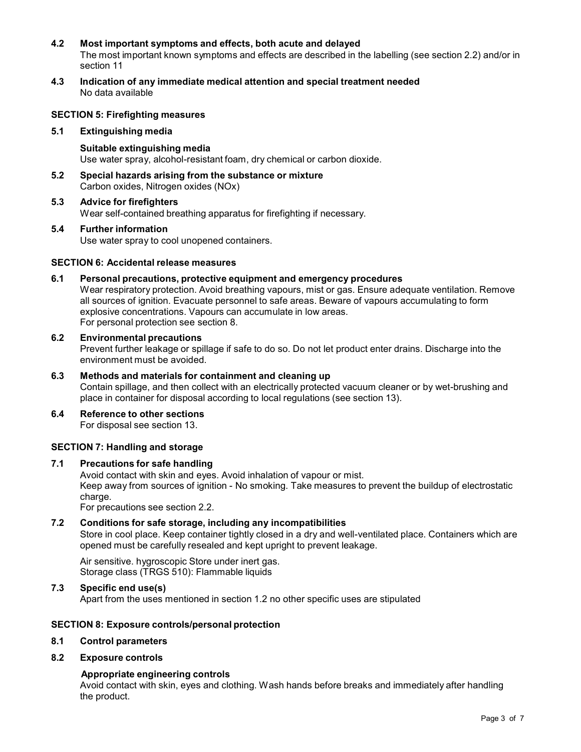### 4.2 Most important symptoms and effects, both acute and delayed

The most important known symptoms and effects are described in the labelling (see section 2.2) and/or in section 11

### 4.3 Indication of any immediate medical attention and special treatment needed

No data available

## SECTION 5: Firefighting measures

### 5.1 Extinguishing media

**Suitable extinguishing media**

Use water spray, alcohol-resistant foam, dry chemical or carbon dioxide.

### 5.2 Special hazards arising from the substance or mixture

Carbon oxides, Nitrogen oxides (NOx)

### 5.3 Advice for firefighters

Wear self-contained breathing apparatus for firefighting if necessary.

### 5.4 Further information

Use water spray to cool unopened containers.

## SECTION 6: Accidental release measures

### 6.1 Personal precautions, protective equipment and emergency procedures

Wear respiratory protection. Avoid breathing vapours, mist or gas. Ensure adequate ventilation. Remove all sources of ignition. Evacuate personnel to safe areas. Beware of vapours accumulating to form explosive concentrations. Vapours can accumulate in low areas.
For personal protection see section 8.

### 6.2 Environmental precautions

Prevent further leakage or spillage if safe to do so. Do not let product enter drains. Discharge into the environment must be avoided.

### 6.3 Methods and materials for containment and cleaning up

Contain spillage, and then collect with an electrically protected vacuum cleaner or by wet-brushing and place in container for disposal according to local regulations (see section 13).

### 6.4 Reference to other sections

For disposal see section 13.

## SECTION 7: Handling and storage

### 7.1 Precautions for safe handling

Avoid contact with skin and eyes. Avoid inhalation of vapour or mist.
Keep away from sources of ignition - No smoking. Take measures to prevent the buildup of electrostatic charge.
For precautions see section 2.2.

### 7.2 Conditions for safe storage, including any incompatibilities

Store in cool place. Keep container tightly closed in a dry and well-ventilated place. Containers which are opened must be carefully resealed and kept upright to prevent leakage.

Air sensitive. hygroscopic Store under inert gas.
Storage class (TRGS 510): Flammable liquids

### 7.3 Specific end use(s)

Apart from the uses mentioned in section 1.2 no other specific uses are stipulated

## SECTION 8: Exposure controls/personal protection

### 8.1 Control parameters

### 8.2 Exposure controls

**Appropriate engineering controls**

Avoid contact with skin, eyes and clothing. Wash hands before breaks and immediately after handling the product.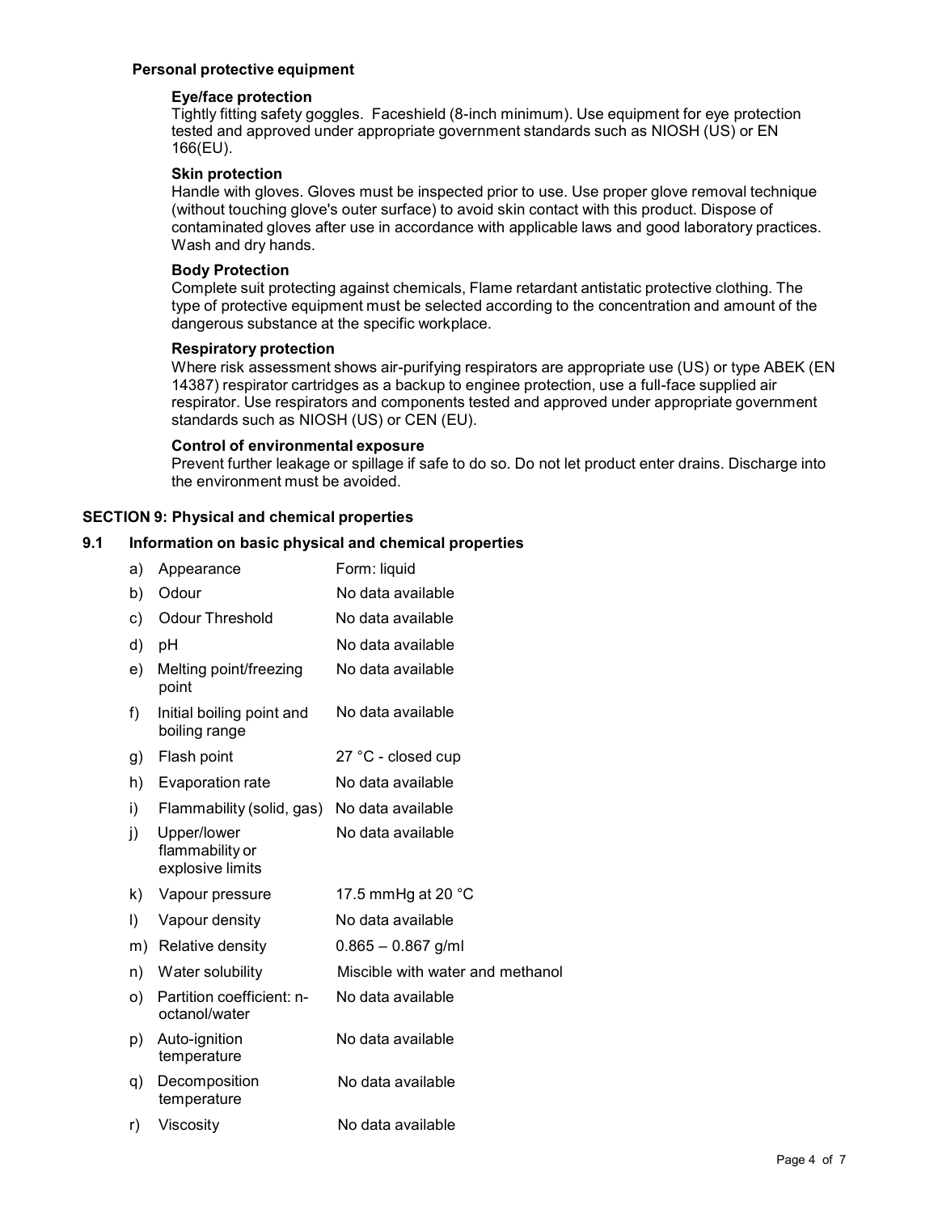### Personal protective equipment

**Eye/face protection**

Tightly fitting safety goggles. Faceshield (8-inch minimum). Use equipment for eye protection tested and approved under appropriate government standards such as NIOSH (US) or EN 166(EU).

**Skin protection**

Handle with gloves. Gloves must be inspected prior to use. Use proper glove removal technique (without touching glove's outer surface) to avoid skin contact with this product. Dispose of contaminated gloves after use in accordance with applicable laws and good laboratory practices. Wash and dry hands.

**Body Protection**

Complete suit protecting against chemicals, Flame retardant antistatic protective clothing. The type of protective equipment must be selected according to the concentration and amount of the dangerous substance at the specific workplace.

**Respiratory protection**

Where risk assessment shows air-purifying respirators are appropriate use (US) or type ABEK (EN 14387) respirator cartridges as a backup to enginee protection, use a full-face supplied air respirator. Use respirators and components tested and approved under appropriate government standards such as NIOSH (US) or CEN (EU).

**Control of environmental exposure**

Prevent further leakage or spillage if safe to do so. Do not let product enter drains. Discharge into the environment must be avoided.

## SECTION 9: Physical and chemical properties

### 9.1 Information on basic physical and chemical properties

| | | |
|---|---|---|
| a) | Appearance | Form: liquid |
| b) | Odour | No data available |
| c) | Odour Threshold | No data available |
| d) | pH | No data available |
| e) | Melting point/freezing point | No data available |
| f) | Initial boiling point and boiling range | No data available |
| g) | Flash point | 27 °C - closed cup |
| h) | Evaporation rate | No data available |
| i) | Flammability (solid, gas) | No data available |
| j) | Upper/lower flammability or explosive limits | No data available |
| k) | Vapour pressure | 17.5 mmHg at 20 °C |
| l) | Vapour density | No data available |
| m) | Relative density | 0.865 – 0.867 g/ml |
| n) | Water solubility | Miscible with water and methanol |
| o) | Partition coefficient: n-octanol/water | No data available |
| p) | Auto-ignition temperature | No data available |
| q) | Decomposition temperature | No data available |
| r) | Viscosity | No data available |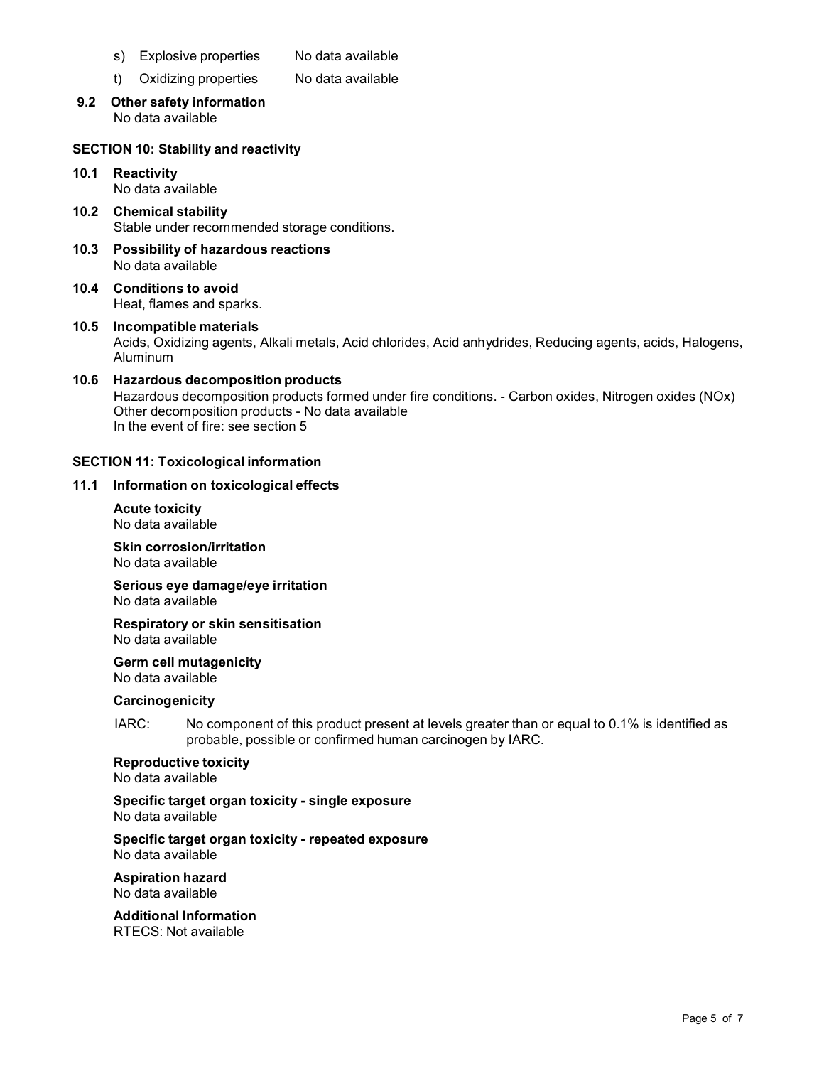s) Explosive properties No data available

t) Oxidizing properties No data available

**9.2 Other safety information**
No data available

## SECTION 10: Stability and reactivity

**10.1 Reactivity**
No data available

**10.2 Chemical stability**
Stable under recommended storage conditions.

**10.3 Possibility of hazardous reactions**
No data available

**10.4 Conditions to avoid**
Heat, flames and sparks.

**10.5 Incompatible materials**
Acids, Oxidizing agents, Alkali metals, Acid chlorides, Acid anhydrides, Reducing agents, acids, Halogens, Aluminum

**10.6 Hazardous decomposition products**
Hazardous decomposition products formed under fire conditions. - Carbon oxides, Nitrogen oxides (NOx)
Other decomposition products - No data available
In the event of fire: see section 5

## SECTION 11: Toxicological information

**11.1 Information on toxicological effects**

**Acute toxicity**
No data available

**Skin corrosion/irritation**
No data available

**Serious eye damage/eye irritation**
No data available

**Respiratory or skin sensitisation**
No data available

**Germ cell mutagenicity**
No data available

**Carcinogenicity**

IARC: No component of this product present at levels greater than or equal to 0.1% is identified as probable, possible or confirmed human carcinogen by IARC.

**Reproductive toxicity**
No data available

**Specific target organ toxicity - single exposure**
No data available

**Specific target organ toxicity - repeated exposure**
No data available

**Aspiration hazard**
No data available

**Additional Information**
RTECS: Not available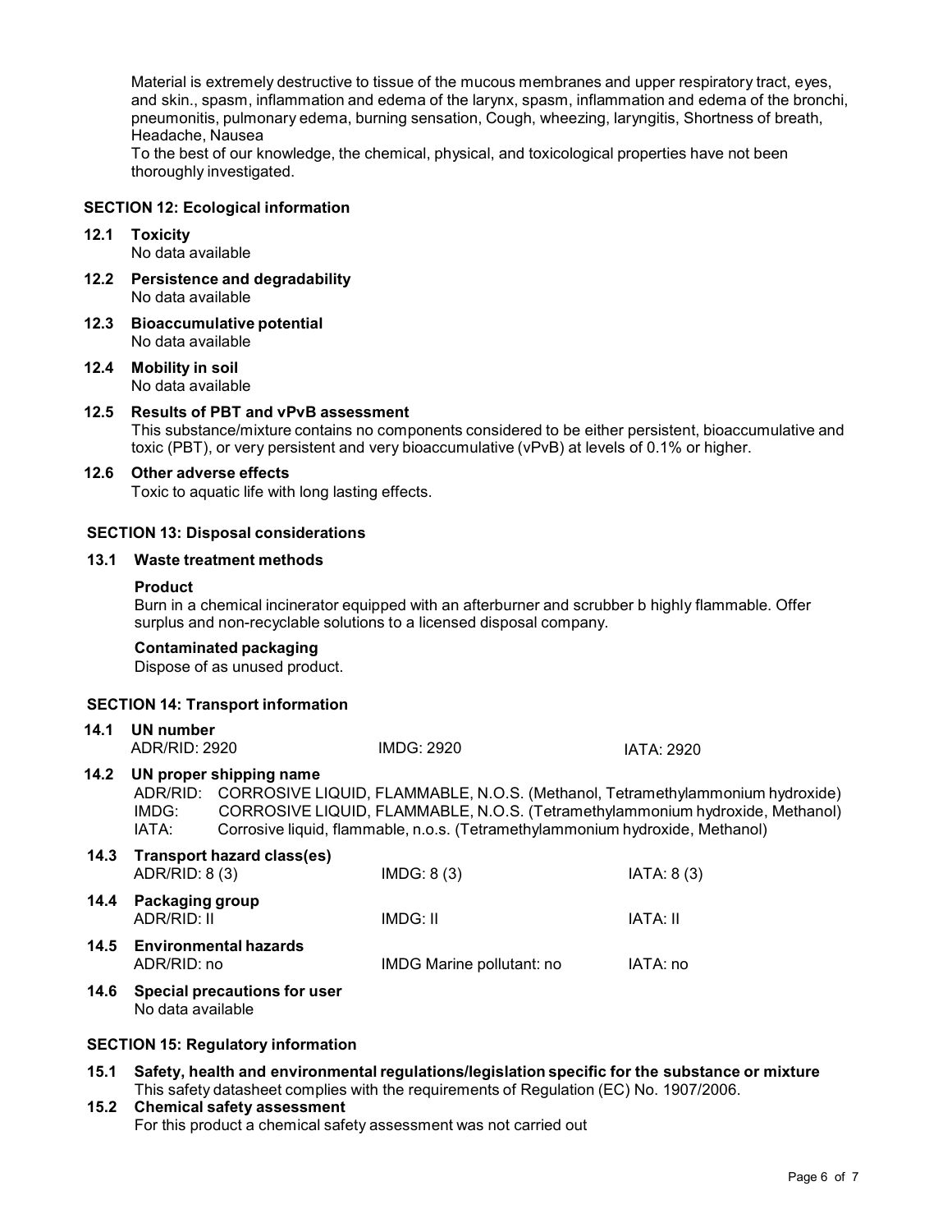Material is extremely destructive to tissue of the mucous membranes and upper respiratory tract, eyes, and skin., spasm, inflammation and edema of the larynx, spasm, inflammation and edema of the bronchi, pneumonitis, pulmonary edema, burning sensation, Cough, wheezing, laryngitis, Shortness of breath, Headache, Nausea

To the best of our knowledge, the chemical, physical, and toxicological properties have not been thoroughly investigated.

## SECTION 12: Ecological information

**12.1 Toxicity**
No data available

**12.2 Persistence and degradability**
No data available

**12.3 Bioaccumulative potential**
No data available

**12.4 Mobility in soil**
No data available

**12.5 Results of PBT and vPvB assessment**
This substance/mixture contains no components considered to be either persistent, bioaccumulative and toxic (PBT), or very persistent and very bioaccumulative (vPvB) at levels of 0.1% or higher.

**12.6 Other adverse effects**
Toxic to aquatic life with long lasting effects.

## SECTION 13: Disposal considerations

**13.1 Waste treatment methods**

**Product**
Burn in a chemical incinerator equipped with an afterburner and scrubber b highly flammable. Offer surplus and non-recyclable solutions to a licensed disposal company.

**Contaminated packaging**
Dispose of as unused product.

## SECTION 14: Transport information

**14.1 UN number**

| ADR/RID: 2920 | IMDG: 2920 | IATA: 2920 |
|---|---|---|

**14.2 UN proper shipping name**

ADR/RID: CORROSIVE LIQUID, FLAMMABLE, N.O.S. (Methanol, Tetramethylammonium hydroxide)
IMDG: CORROSIVE LIQUID, FLAMMABLE, N.O.S. (Tetramethylammonium hydroxide, Methanol)
IATA: Corrosive liquid, flammable, n.o.s. (Tetramethylammonium hydroxide, Methanol)

**14.3 Transport hazard class(es)**

| ADR/RID: 8 (3) | IMDG: 8 (3) | IATA: 8 (3) |
|---|---|---|

**14.4 Packaging group**

| ADR/RID: II | IMDG: II | IATA: II |
|---|---|---|

**14.5 Environmental hazards**

| ADR/RID: no | IMDG Marine pollutant: no | IATA: no |
|---|---|---|

**14.6 Special precautions for user**
No data available

## SECTION 15: Regulatory information

**15.1 Safety, health and environmental regulations/legislation specific for the substance or mixture**
This safety datasheet complies with the requirements of Regulation (EC) No. 1907/2006.

**15.2 Chemical safety assessment**
For this product a chemical safety assessment was not carried out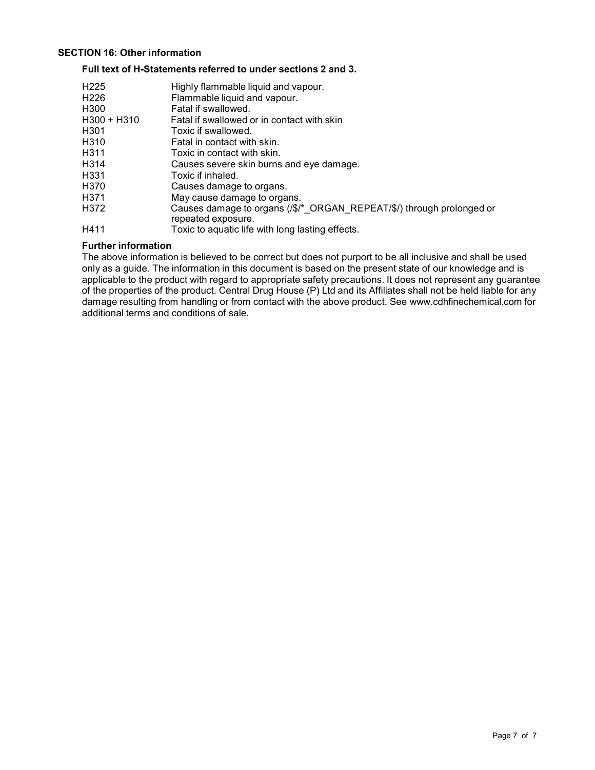## SECTION 16: Other information

### Full text of H-Statements referred to under sections 2 and 3.

| | |
|---|---|
| H225 | Highly flammable liquid and vapour. |
| H226 | Flammable liquid and vapour. |
| H300 | Fatal if swallowed. |
| H300 + H310 | Fatal if swallowed or in contact with skin |
| H301 | Toxic if swallowed. |
| H310 | Fatal in contact with skin. |
| H311 | Toxic in contact with skin. |
| H314 | Causes severe skin burns and eye damage. |
| H331 | Toxic if inhaled. |
| H370 | Causes damage to organs. |
| H371 | May cause damage to organs. |
| H372 | Causes damage to organs (/$/*_ORGAN_REPEAT/$/) through prolonged or repeated exposure. |
| H411 | Toxic to aquatic life with long lasting effects. |

**Further information**

The above information is believed to be correct but does not purport to be all inclusive and shall be used only as a guide. The information in this document is based on the present state of our knowledge and is applicable to the product with regard to appropriate safety precautions. It does not represent any guarantee of the properties of the product. Central Drug House (P) Ltd and its Affiliates shall not be held liable for any damage resulting from handling or from contact with the above product. See www.cdhfinechemical.com for additional terms and conditions of sale.